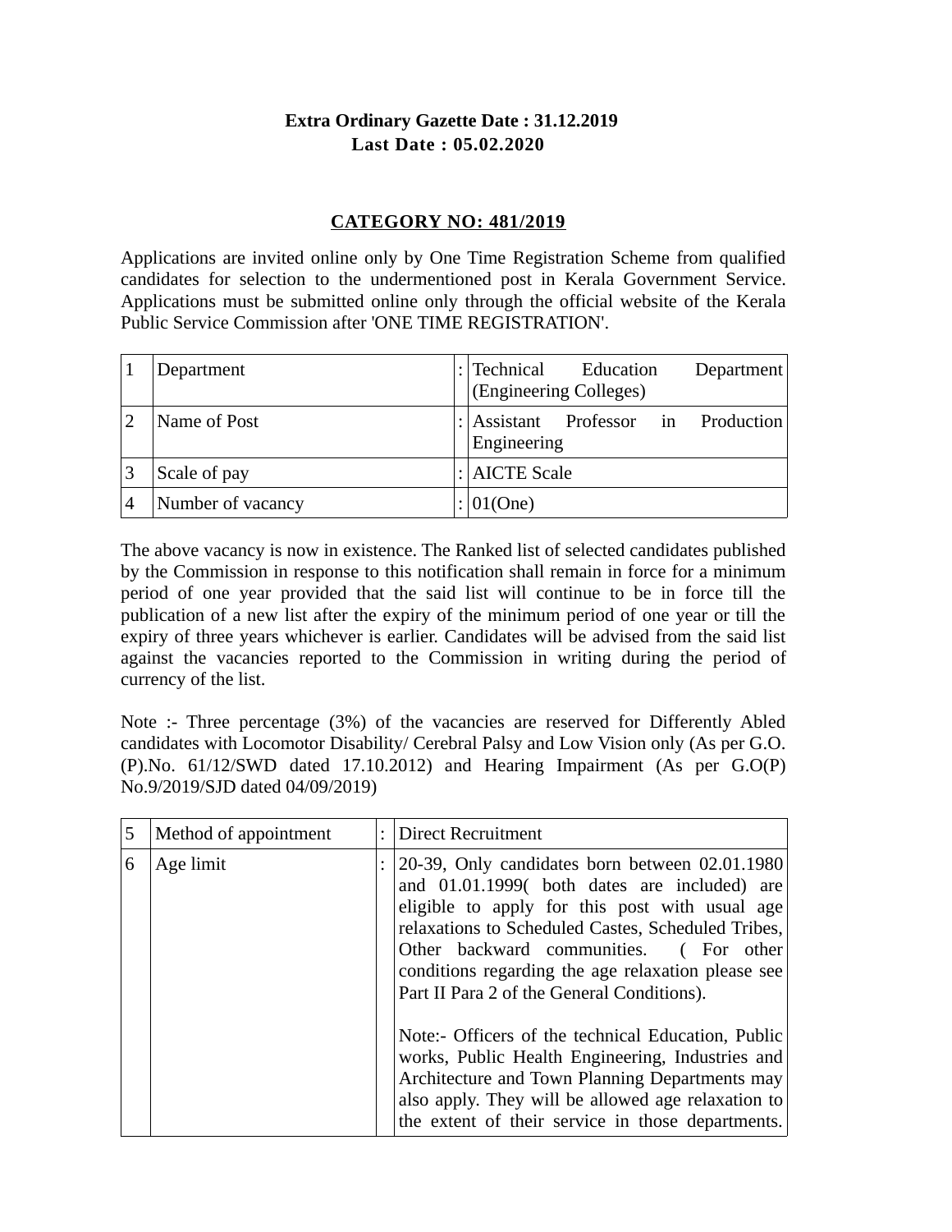**Extra Ordinary Gazette Date : 31.12.2019**
**Last Date : 05.02.2020**

## CATEGORY NO: 481/2019

Applications are invited online only by One Time Registration Scheme from qualified candidates for selection to the undermentioned post in Kerala Government Service. Applications must be submitted online only through the official website of the Kerala Public Service Commission after 'ONE TIME REGISTRATION'.

| | | | |
|---|---|---|---|
| 1 | Department | : | Technical Education Department (Engineering Colleges) |
| 2 | Name of Post | : | Assistant Professor in Production Engineering |
| 3 | Scale of pay | : | AICTE Scale |
| 4 | Number of vacancy | : | 01(One) |

The above vacancy is now in existence. The Ranked list of selected candidates published by the Commission in response to this notification shall remain in force for a minimum period of one year provided that the said list will continue to be in force till the publication of a new list after the expiry of the minimum period of one year or till the expiry of three years whichever is earlier. Candidates will be advised from the said list against the vacancies reported to the Commission in writing during the period of currency of the list.

Note :- Three percentage (3%) of the vacancies are reserved for Differently Abled candidates with Locomotor Disability/ Cerebral Palsy and Low Vision only (As per G.O.(P).No. 61/12/SWD dated 17.10.2012) and Hearing Impairment (As per G.O(P) No.9/2019/SJD dated 04/09/2019)

| | | | |
|---|---|---|---|
| 5 | Method of appointment | : | Direct Recruitment |
| 6 | Age limit | : | 20-39, Only candidates born between 02.01.1980 and 01.01.1999( both dates are included) are eligible to apply for this post with usual age relaxations to Scheduled Castes, Scheduled Tribes, Other backward communities. ( For other conditions regarding the age relaxation please see Part II Para 2 of the General Conditions).<br><br>Note:- Officers of the technical Education, Public works, Public Health Engineering, Industries and Architecture and Town Planning Departments may also apply. They will be allowed age relaxation to the extent of their service in those departments. |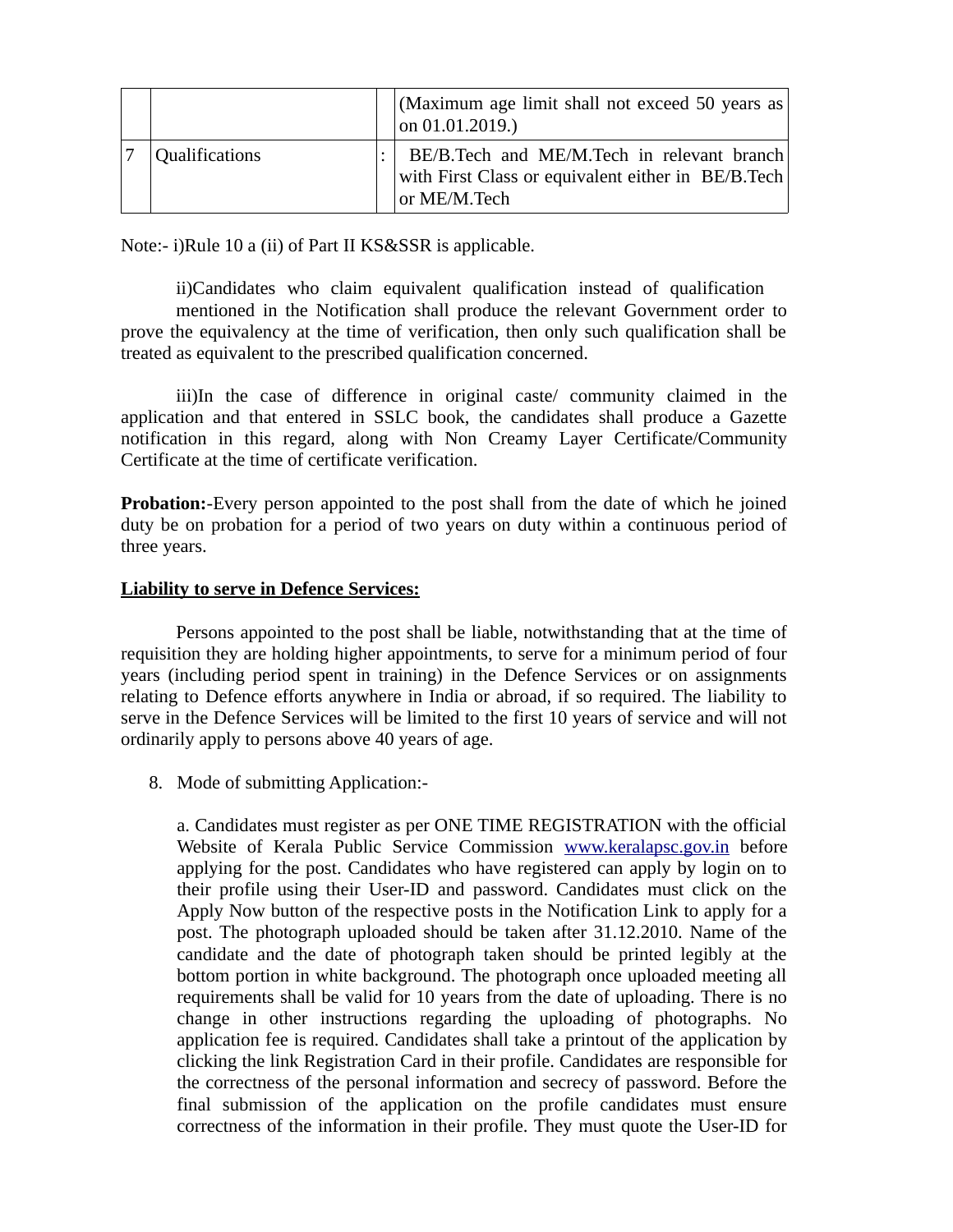| | | | |
|---|---|---|---|
| | | | (Maximum age limit shall not exceed 50 years as on 01.01.2019.) |
| 7 | Qualifications | : | BE/B.Tech and ME/M.Tech in relevant branch with First Class or equivalent either in BE/B.Tech or ME/M.Tech |

Note:- i)Rule 10 a (ii) of Part II KS&SSR is applicable.

ii)Candidates who claim equivalent qualification instead of qualification mentioned in the Notification shall produce the relevant Government order to prove the equivalency at the time of verification, then only such qualification shall be treated as equivalent to the prescribed qualification concerned.

iii)In the case of difference in original caste/ community claimed in the application and that entered in SSLC book, the candidates shall produce a Gazette notification in this regard, along with Non Creamy Layer Certificate/Community Certificate at the time of certificate verification.

**Probation:**-Every person appointed to the post shall from the date of which he joined duty be on probation for a period of two years on duty within a continuous period of three years.

**Liability to serve in Defence Services:**

Persons appointed to the post shall be liable, notwithstanding that at the time of requisition they are holding higher appointments, to serve for a minimum period of four years (including period spent in training) in the Defence Services or on assignments relating to Defence efforts anywhere in India or abroad, if so required. The liability to serve in the Defence Services will be limited to the first 10 years of service and will not ordinarily apply to persons above 40 years of age.

8. Mode of submitting Application:-

   a. Candidates must register as per ONE TIME REGISTRATION with the official Website of Kerala Public Service Commission www.keralapsc.gov.in before applying for the post. Candidates who have registered can apply by login on to their profile using their User-ID and password. Candidates must click on the Apply Now button of the respective posts in the Notification Link to apply for a post. The photograph uploaded should be taken after 31.12.2010. Name of the candidate and the date of photograph taken should be printed legibly at the bottom portion in white background. The photograph once uploaded meeting all requirements shall be valid for 10 years from the date of uploading. There is no change in other instructions regarding the uploading of photographs. No application fee is required. Candidates shall take a printout of the application by clicking the link Registration Card in their profile. Candidates are responsible for the correctness of the personal information and secrecy of password. Before the final submission of the application on the profile candidates must ensure correctness of the information in their profile. They must quote the User-ID for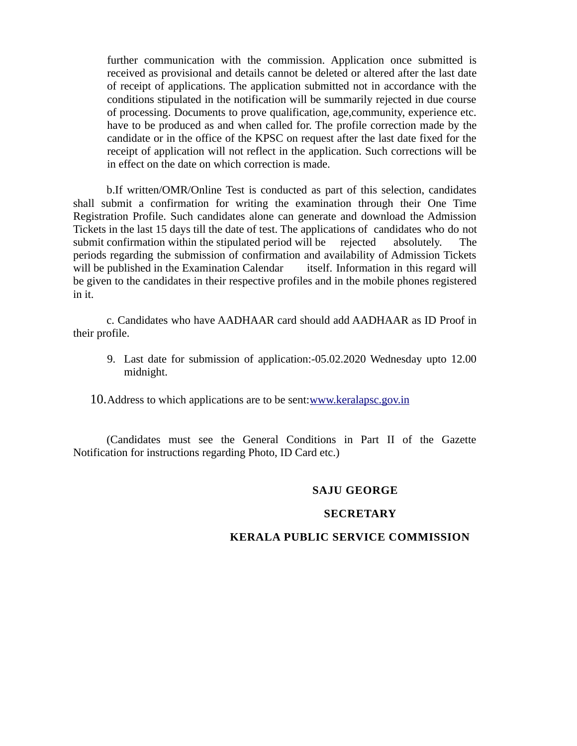further communication with the commission. Application once submitted is received as provisional and details cannot be deleted or altered after the last date of receipt of applications. The application submitted not in accordance with the conditions stipulated in the notification will be summarily rejected in due course of processing. Documents to prove qualification, age,community, experience etc. have to be produced as and when called for. The profile correction made by the candidate or in the office of the KPSC on request after the last date fixed for the receipt of application will not reflect in the application. Such corrections will be in effect on the date on which correction is made.

b.If written/OMR/Online Test is conducted as part of this selection, candidates shall submit a confirmation for writing the examination through their One Time Registration Profile. Such candidates alone can generate and download the Admission Tickets in the last 15 days till the date of test. The applications of candidates who do not submit confirmation within the stipulated period will be rejected absolutely. The periods regarding the submission of confirmation and availability of Admission Tickets will be published in the Examination Calendar itself. Information in this regard will be given to the candidates in their respective profiles and in the mobile phones registered in it.

c. Candidates who have AADHAAR card should add AADHAAR as ID Proof in their profile.

9. Last date for submission of application:-05.02.2020 Wednesday upto 12.00 midnight.

10. Address to which applications are to be sent:www.keralapsc.gov.in

(Candidates must see the General Conditions in Part II of the Gazette Notification for instructions regarding Photo, ID Card etc.)

**SAJU GEORGE**

**SECRETARY**

**KERALA PUBLIC SERVICE COMMISSION**